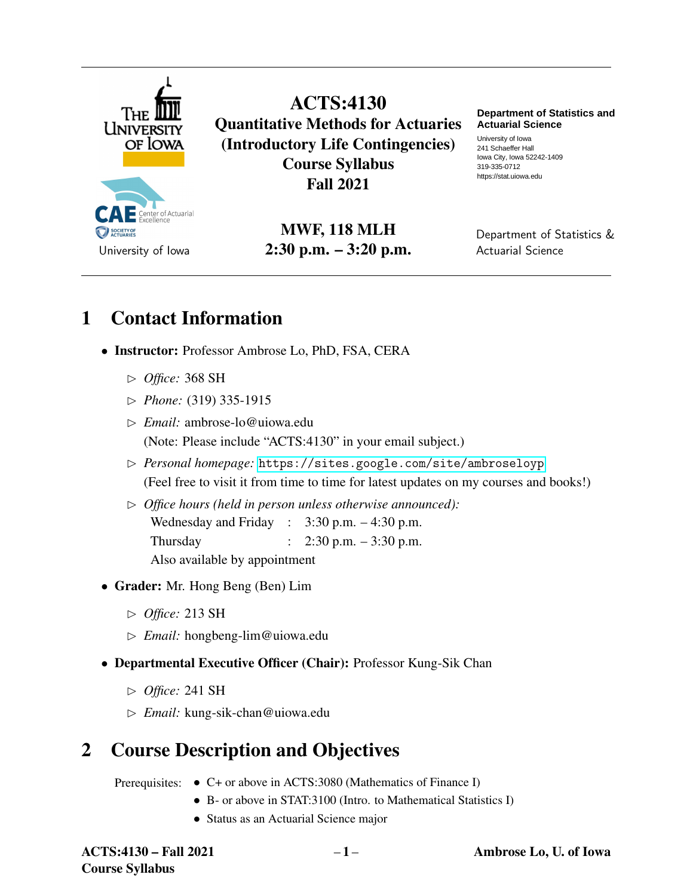The University of Iowa

CAE Center of Actuarial Excellence — Society of Actuaries

University of Iowa

# ACTS:4130
# Quantitative Methods for Actuaries (Introductory Life Contingencies) Course Syllabus Fall 2021

**MWF, 118 MLH**
**2:30 p.m. – 3:20 p.m.**

**Department of Statistics and Actuarial Science**
University of Iowa
241 Schaeffer Hall
Iowa City, Iowa 52242-1409
319-335-0712
https://stat.uiowa.edu

Department of Statistics & Actuarial Science

## 1 Contact Information

- **Instructor:** Professor Ambrose Lo, PhD, FSA, CERA
  - ▷ *Office:* 368 SH
  - ▷ *Phone:* (319) 335-1915
  - ▷ *Email:* ambrose-lo@uiowa.edu
    (Note: Please include "ACTS:4130" in your email subject.)
  - ▷ *Personal homepage:* `https://sites.google.com/site/ambroseloyp`
    (Feel free to visit it from time to time for latest updates on my courses and books!)
  - ▷ *Office hours (held in person unless otherwise announced):*
    - Wednesday and Friday : 3:30 p.m. – 4:30 p.m.
    - Thursday : 2:30 p.m. – 3:30 p.m.
    - Also available by appointment
- **Grader:** Mr. Hong Beng (Ben) Lim
  - ▷ *Office:* 213 SH
  - ▷ *Email:* hongbeng-lim@uiowa.edu
- **Departmental Executive Officer (Chair):** Professor Kung-Sik Chan
  - ▷ *Office:* 241 SH
  - ▷ *Email:* kung-sik-chan@uiowa.edu

## 2 Course Description and Objectives

Prerequisites:
- C+ or above in ACTS:3080 (Mathematics of Finance I)
- B- or above in STAT:3100 (Intro. to Mathematical Statistics I)
- Status as an Actuarial Science major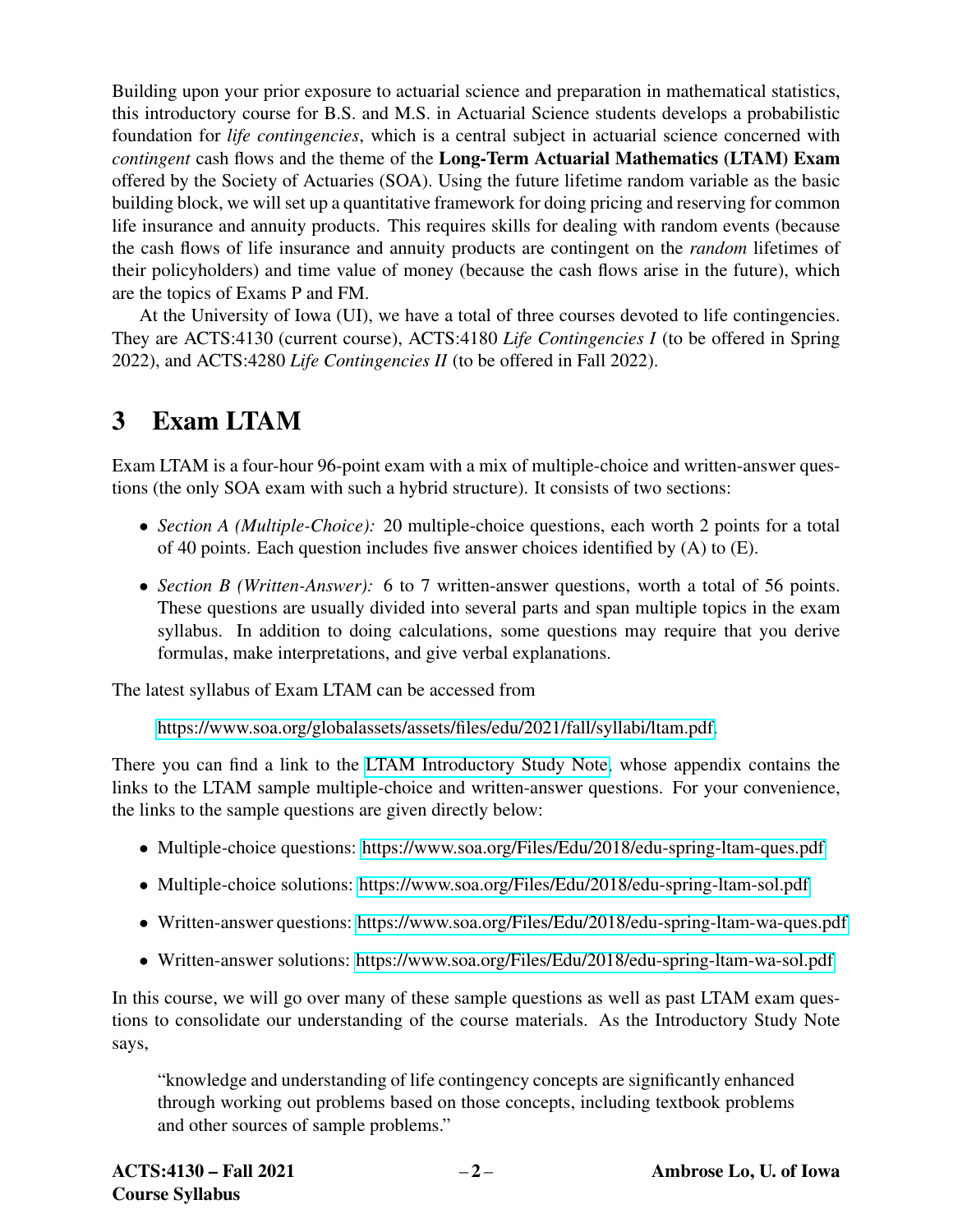Building upon your prior exposure to actuarial science and preparation in mathematical statistics, this introductory course for B.S. and M.S. in Actuarial Science students develops a probabilistic foundation for *life contingencies*, which is a central subject in actuarial science concerned with *contingent* cash flows and the theme of the **Long-Term Actuarial Mathematics (LTAM) Exam** offered by the Society of Actuaries (SOA). Using the future lifetime random variable as the basic building block, we will set up a quantitative framework for doing pricing and reserving for common life insurance and annuity products. This requires skills for dealing with random events (because the cash flows of life insurance and annuity products are contingent on the *random* lifetimes of their policyholders) and time value of money (because the cash flows arise in the future), which are the topics of Exams P and FM.

At the University of Iowa (UI), we have a total of three courses devoted to life contingencies. They are ACTS:4130 (current course), ACTS:4180 *Life Contingencies I* (to be offered in Spring 2022), and ACTS:4280 *Life Contingencies II* (to be offered in Fall 2022).

# 3 Exam LTAM

Exam LTAM is a four-hour 96-point exam with a mix of multiple-choice and written-answer questions (the only SOA exam with such a hybrid structure). It consists of two sections:

- *Section A (Multiple-Choice):* 20 multiple-choice questions, each worth 2 points for a total of 40 points. Each question includes five answer choices identified by (A) to (E).
- *Section B (Written-Answer):* 6 to 7 written-answer questions, worth a total of 56 points. These questions are usually divided into several parts and span multiple topics in the exam syllabus. In addition to doing calculations, some questions may require that you derive formulas, make interpretations, and give verbal explanations.

The latest syllabus of Exam LTAM can be accessed from

https://www.soa.org/globalassets/assets/files/edu/2021/fall/syllabi/ltam.pdf.

There you can find a link to the LTAM Introductory Study Note, whose appendix contains the links to the LTAM sample multiple-choice and written-answer questions. For your convenience, the links to the sample questions are given directly below:

- Multiple-choice questions: https://www.soa.org/Files/Edu/2018/edu-spring-ltam-ques.pdf
- Multiple-choice solutions: https://www.soa.org/Files/Edu/2018/edu-spring-ltam-sol.pdf
- Written-answer questions: https://www.soa.org/Files/Edu/2018/edu-spring-ltam-wa-ques.pdf
- Written-answer solutions: https://www.soa.org/Files/Edu/2018/edu-spring-ltam-wa-sol.pdf

In this course, we will go over many of these sample questions as well as past LTAM exam questions to consolidate our understanding of the course materials. As the Introductory Study Note says,

> "knowledge and understanding of life contingency concepts are significantly enhanced through working out problems based on those concepts, including textbook problems and other sources of sample problems."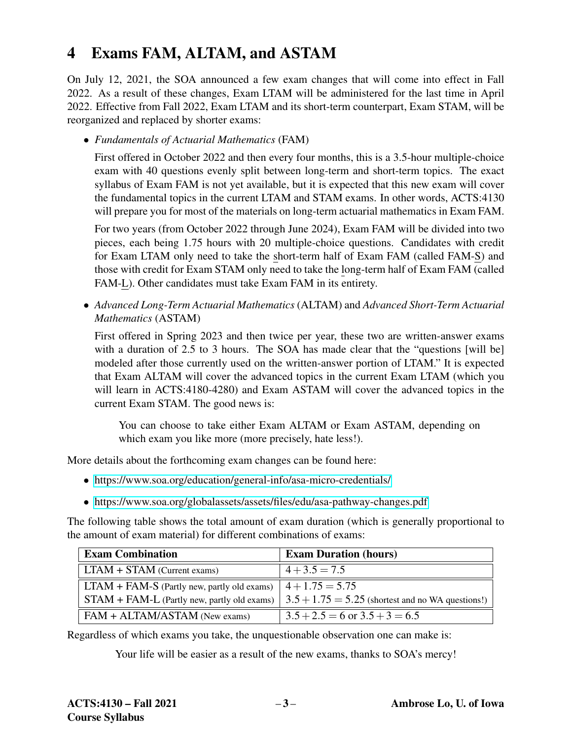# 4 Exams FAM, ALTAM, and ASTAM

On July 12, 2021, the SOA announced a few exam changes that will come into effect in Fall 2022. As a result of these changes, Exam LTAM will be administered for the last time in April 2022. Effective from Fall 2022, Exam LTAM and its short-term counterpart, Exam STAM, will be reorganized and replaced by shorter exams:

- *Fundamentals of Actuarial Mathematics* (FAM)

  First offered in October 2022 and then every four months, this is a 3.5-hour multiple-choice exam with 40 questions evenly split between long-term and short-term topics. The exact syllabus of Exam FAM is not yet available, but it is expected that this new exam will cover the fundamental topics in the current LTAM and STAM exams. In other words, ACTS:4130 will prepare you for most of the materials on long-term actuarial mathematics in Exam FAM.

  For two years (from October 2022 through June 2024), Exam FAM will be divided into two pieces, each being 1.75 hours with 20 multiple-choice questions. Candidates with credit for Exam LTAM only need to take the short-term half of Exam FAM (called FAM-S) and those with credit for Exam STAM only need to take the long-term half of Exam FAM (called FAM-L). Other candidates must take Exam FAM in its entirety.

- *Advanced Long-Term Actuarial Mathematics* (ALTAM) and *Advanced Short-Term Actuarial Mathematics* (ASTAM)

  First offered in Spring 2023 and then twice per year, these two are written-answer exams with a duration of 2.5 to 3 hours. The SOA has made clear that the "questions [will be] modeled after those currently used on the written-answer portion of LTAM." It is expected that Exam ALTAM will cover the advanced topics in the current Exam LTAM (which you will learn in ACTS:4180-4280) and Exam ASTAM will cover the advanced topics in the current Exam STAM. The good news is:

  > You can choose to take either Exam ALTAM or Exam ASTAM, depending on which exam you like more (more precisely, hate less!).

More details about the forthcoming exam changes can be found here:

- https://www.soa.org/education/general-info/asa-micro-credentials/
- https://www.soa.org/globalassets/assets/files/edu/asa-pathway-changes.pdf

The following table shows the total amount of exam duration (which is generally proportional to the amount of exam material) for different combinations of exams:

| **Exam Combination** | **Exam Duration (hours)** |
|---|---|
| LTAM + STAM (Current exams) | $4+3.5=7.5$ |
| LTAM + FAM-S (Partly new, partly old exams) | $4+1.75=5.75$ |
| STAM + FAM-L (Partly new, partly old exams) | $3.5+1.75=5.25$ (shortest and no WA questions!) |
| FAM + ALTAM/ASTAM (New exams) | $3.5+2.5=6$ or $3.5+3=6.5$ |

Regardless of which exams you take, the unquestionable observation one can make is:

> Your life will be easier as a result of the new exams, thanks to SOA's mercy!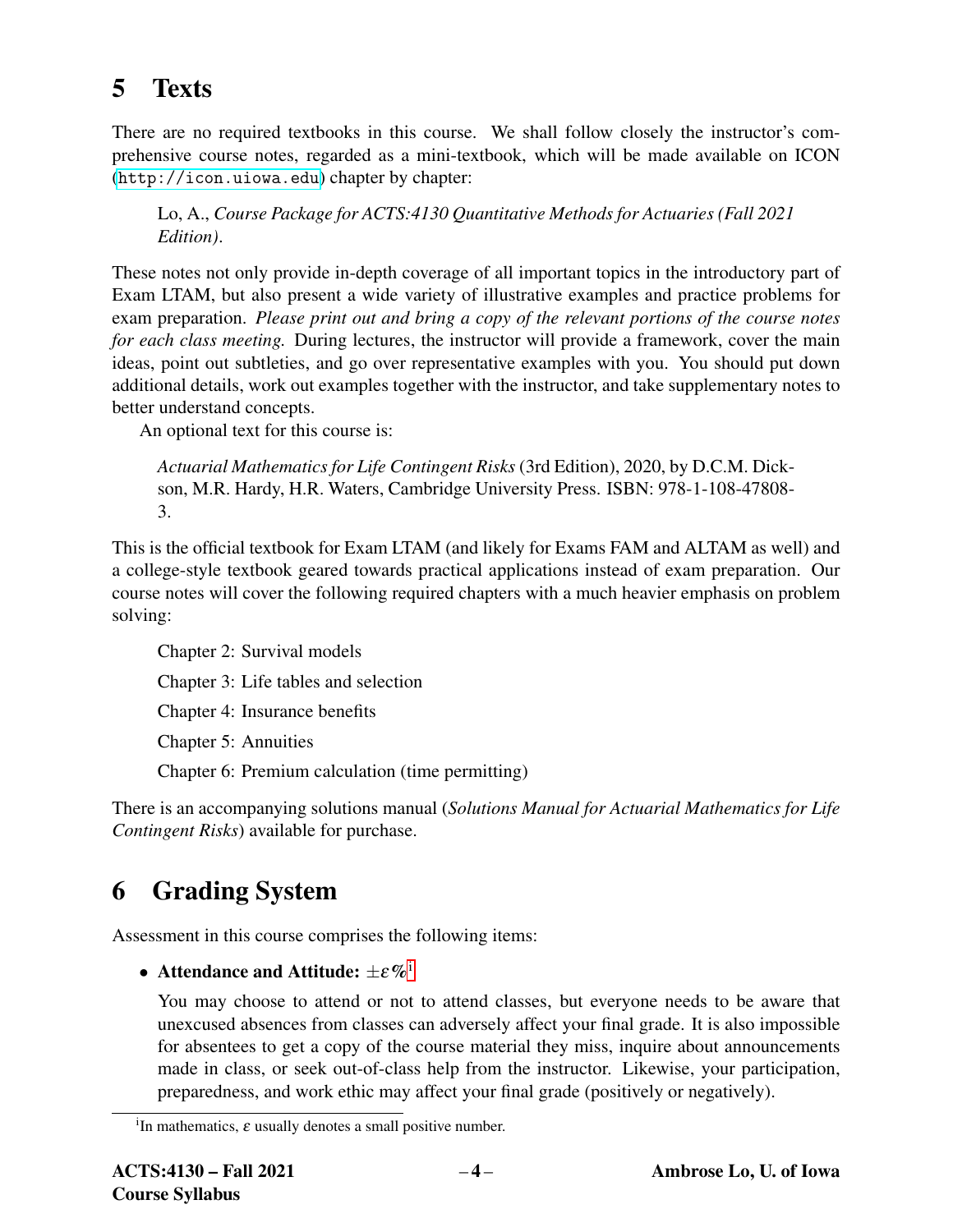## 5 Texts

There are no required textbooks in this course. We shall follow closely the instructor's comprehensive course notes, regarded as a mini-textbook, which will be made available on ICON (http://icon.uiowa.edu) chapter by chapter:

> Lo, A., *Course Package for ACTS:4130 Quantitative Methods for Actuaries (Fall 2021 Edition)*.

These notes not only provide in-depth coverage of all important topics in the introductory part of Exam LTAM, but also present a wide variety of illustrative examples and practice problems for exam preparation. *Please print out and bring a copy of the relevant portions of the course notes for each class meeting.* During lectures, the instructor will provide a framework, cover the main ideas, point out subtleties, and go over representative examples with you. You should put down additional details, work out examples together with the instructor, and take supplementary notes to better understand concepts.

An optional text for this course is:

> *Actuarial Mathematics for Life Contingent Risks* (3rd Edition), 2020, by D.C.M. Dickson, M.R. Hardy, H.R. Waters, Cambridge University Press. ISBN: 978-1-108-47808-3.

This is the official textbook for Exam LTAM (and likely for Exams FAM and ALTAM as well) and a college-style textbook geared towards practical applications instead of exam preparation. Our course notes will cover the following required chapters with a much heavier emphasis on problem solving:

> Chapter 2: Survival models
>
> Chapter 3: Life tables and selection
>
> Chapter 4: Insurance benefits
>
> Chapter 5: Annuities
>
> Chapter 6: Premium calculation (time permitting)

There is an accompanying solutions manual (*Solutions Manual for Actuarial Mathematics for Life Contingent Risks*) available for purchase.

## 6 Grading System

Assessment in this course comprises the following items:

- **Attendance and Attitude:** $\pm\varepsilon\%$[i]

  You may choose to attend or not to attend classes, but everyone needs to be aware that unexcused absences from classes can adversely affect your final grade. It is also impossible for absentees to get a copy of the course material they miss, inquire about announcements made in class, or seek out-of-class help from the instructor. Likewise, your participation, preparedness, and work ethic may affect your final grade (positively or negatively).

[i] In mathematics, $\varepsilon$ usually denotes a small positive number.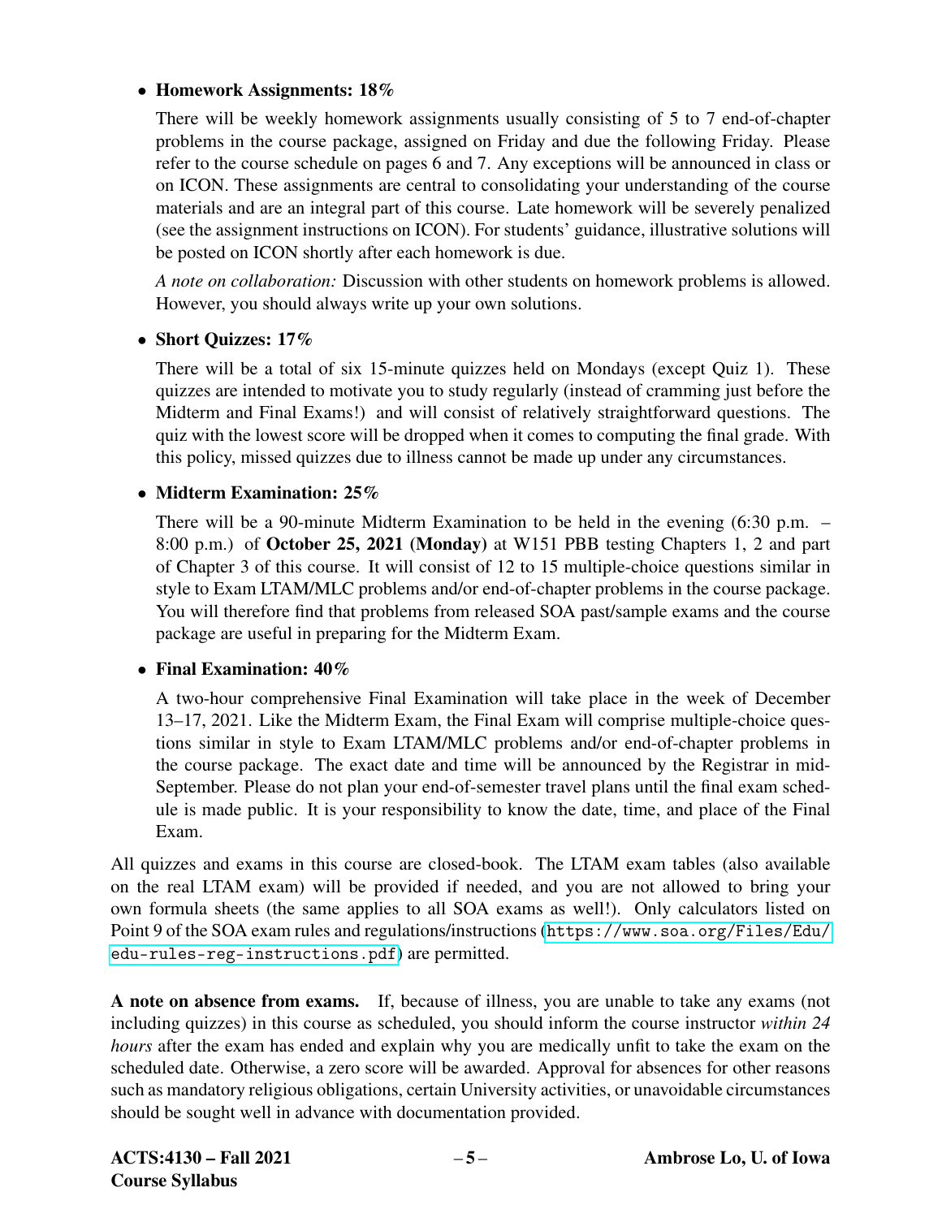- **Homework Assignments: 18%**

  There will be weekly homework assignments usually consisting of 5 to 7 end-of-chapter problems in the course package, assigned on Friday and due the following Friday. Please refer to the course schedule on pages 6 and 7. Any exceptions will be announced in class or on ICON. These assignments are central to consolidating your understanding of the course materials and are an integral part of this course. Late homework will be severely penalized (see the assignment instructions on ICON). For students' guidance, illustrative solutions will be posted on ICON shortly after each homework is due.

  *A note on collaboration:* Discussion with other students on homework problems is allowed. However, you should always write up your own solutions.

- **Short Quizzes: 17%**

  There will be a total of six 15-minute quizzes held on Mondays (except Quiz 1). These quizzes are intended to motivate you to study regularly (instead of cramming just before the Midterm and Final Exams!) and will consist of relatively straightforward questions. The quiz with the lowest score will be dropped when it comes to computing the final grade. With this policy, missed quizzes due to illness cannot be made up under any circumstances.

- **Midterm Examination: 25%**

  There will be a 90-minute Midterm Examination to be held in the evening (6:30 p.m. – 8:00 p.m.) of **October 25, 2021 (Monday)** at W151 PBB testing Chapters 1, 2 and part of Chapter 3 of this course. It will consist of 12 to 15 multiple-choice questions similar in style to Exam LTAM/MLC problems and/or end-of-chapter problems in the course package. You will therefore find that problems from released SOA past/sample exams and the course package are useful in preparing for the Midterm Exam.

- **Final Examination: 40%**

  A two-hour comprehensive Final Examination will take place in the week of December 13–17, 2021. Like the Midterm Exam, the Final Exam will comprise multiple-choice questions similar in style to Exam LTAM/MLC problems and/or end-of-chapter problems in the course package. The exact date and time will be announced by the Registrar in mid-September. Please do not plan your end-of-semester travel plans until the final exam schedule is made public. It is your responsibility to know the date, time, and place of the Final Exam.

All quizzes and exams in this course are closed-book. The LTAM exam tables (also available on the real LTAM exam) will be provided if needed, and you are not allowed to bring your own formula sheets (the same applies to all SOA exams as well!). Only calculators listed on Point 9 of the SOA exam rules and regulations/instructions (https://www.soa.org/Files/Edu/edu-rules-reg-instructions.pdf) are permitted.

**A note on absence from exams.** If, because of illness, you are unable to take any exams (not including quizzes) in this course as scheduled, you should inform the course instructor *within 24 hours* after the exam has ended and explain why you are medically unfit to take the exam on the scheduled date. Otherwise, a zero score will be awarded. Approval for absences for other reasons such as mandatory religious obligations, certain University activities, or unavoidable circumstances should be sought well in advance with documentation provided.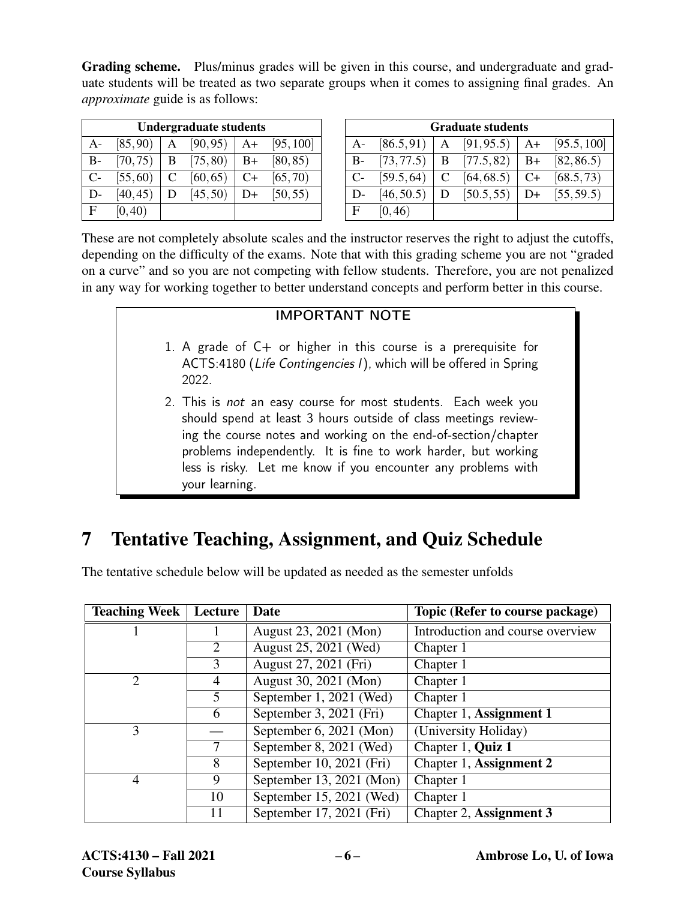**Grading scheme.** Plus/minus grades will be given in this course, and undergraduate and graduate students will be treated as two separate groups when it comes to assigning final grades. An *approximate* guide is as follows:

| Undergraduate students | | | | | |
|---|---|---|---|---|---|
| A- | $[85,90)$ | A | $[90,95)$ | A+ | $[95,100]$ |
| B- | $[70,75)$ | B | $[75,80)$ | B+ | $[80,85)$ |
| C- | $[55,60)$ | C | $[60,65)$ | C+ | $[65,70)$ |
| D- | $[40,45)$ | D | $[45,50)$ | D+ | $[50,55)$ |
| F | $[0,40)$ | | | | |

| Graduate students | | | | | |
|---|---|---|---|---|---|
| A- | $[86.5,91)$ | A | $[91,95.5)$ | A+ | $[95.5,100]$ |
| B- | $[73,77.5)$ | B | $[77.5,82)$ | B+ | $[82,86.5)$ |
| C- | $[59.5,64)$ | C | $[64,68.5)$ | C+ | $[68.5,73)$ |
| D- | $[46,50.5)$ | D | $[50.5,55)$ | D+ | $[55,59.5)$ |
| F | $[0,46)$ | | | | |

These are not completely absolute scales and the instructor reserves the right to adjust the cutoffs, depending on the difficulty of the exams. Note that with this grading scheme you are not "graded on a curve" and so you are not competing with fellow students. Therefore, you are not penalized in any way for working together to better understand concepts and perform better in this course.

**IMPORTANT NOTE**

1. A grade of C+ or higher in this course is a prerequisite for ACTS:4180 (*Life Contingencies I*), which will be offered in Spring 2022.
2. This is *not* an easy course for most students. Each week you should spend at least 3 hours outside of class meetings reviewing the course notes and working on the end-of-section/chapter problems independently. It is fine to work harder, but working less is risky. Let me know if you encounter any problems with your learning.

# 7 Tentative Teaching, Assignment, and Quiz Schedule

The tentative schedule below will be updated as needed as the semester unfolds

| Teaching Week | Lecture | Date | Topic (Refer to course package) |
|---|---|---|---|
| 1 | 1 | August 23, 2021 (Mon) | Introduction and course overview |
| | 2 | August 25, 2021 (Wed) | Chapter 1 |
| | 3 | August 27, 2021 (Fri) | Chapter 1 |
| 2 | 4 | August 30, 2021 (Mon) | Chapter 1 |
| | 5 | September 1, 2021 (Wed) | Chapter 1 |
| | 6 | September 3, 2021 (Fri) | Chapter 1, **Assignment 1** |
| 3 | — | September 6, 2021 (Mon) | (University Holiday) |
| | 7 | September 8, 2021 (Wed) | Chapter 1, **Quiz 1** |
| | 8 | September 10, 2021 (Fri) | Chapter 1, **Assignment 2** |
| 4 | 9 | September 13, 2021 (Mon) | Chapter 1 |
| | 10 | September 15, 2021 (Wed) | Chapter 1 |
| | 11 | September 17, 2021 (Fri) | Chapter 2, **Assignment 3** |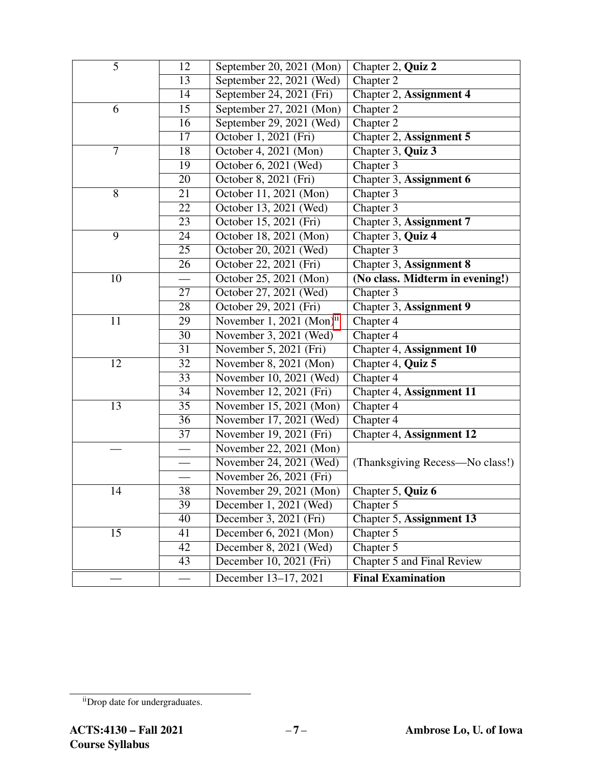| 5 | 12 | September 20, 2021 (Mon) | Chapter 2, **Quiz 2** |
|---|---|---|---|
| | 13 | September 22, 2021 (Wed) | Chapter 2 |
| | 14 | September 24, 2021 (Fri) | Chapter 2, **Assignment 4** |
| 6 | 15 | September 27, 2021 (Mon) | Chapter 2 |
| | 16 | September 29, 2021 (Wed) | Chapter 2 |
| | 17 | October 1, 2021 (Fri) | Chapter 2, **Assignment 5** |
| 7 | 18 | October 4, 2021 (Mon) | Chapter 3, **Quiz 3** |
| | 19 | October 6, 2021 (Wed) | Chapter 3 |
| | 20 | October 8, 2021 (Fri) | Chapter 3, **Assignment 6** |
| 8 | 21 | October 11, 2021 (Mon) | Chapter 3 |
| | 22 | October 13, 2021 (Wed) | Chapter 3 |
| | 23 | October 15, 2021 (Fri) | Chapter 3, **Assignment 7** |
| 9 | 24 | October 18, 2021 (Mon) | Chapter 3, **Quiz 4** |
| | 25 | October 20, 2021 (Wed) | Chapter 3 |
| | 26 | October 22, 2021 (Fri) | Chapter 3, **Assignment 8** |
| 10 | — | October 25, 2021 (Mon) | **(No class. Midterm in evening!)** |
| | 27 | October 27, 2021 (Wed) | Chapter 3 |
| | 28 | October 29, 2021 (Fri) | Chapter 3, **Assignment 9** |
| 11 | 29 | November 1, 2021 (Mon)[ii] | Chapter 4 |
| | 30 | November 3, 2021 (Wed) | Chapter 4 |
| | 31 | November 5, 2021 (Fri) | Chapter 4, **Assignment 10** |
| 12 | 32 | November 8, 2021 (Mon) | Chapter 4, **Quiz 5** |
| | 33 | November 10, 2021 (Wed) | Chapter 4 |
| | 34 | November 12, 2021 (Fri) | Chapter 4, **Assignment 11** |
| 13 | 35 | November 15, 2021 (Mon) | Chapter 4 |
| | 36 | November 17, 2021 (Wed) | Chapter 4 |
| | 37 | November 19, 2021 (Fri) | Chapter 4, **Assignment 12** |
| — | — | November 22, 2021 (Mon) | (Thanksgiving Recess—No class!) |
| | — | November 24, 2021 (Wed) | |
| | — | November 26, 2021 (Fri) | |
| 14 | 38 | November 29, 2021 (Mon) | Chapter 5, **Quiz 6** |
| | 39 | December 1, 2021 (Wed) | Chapter 5 |
| | 40 | December 3, 2021 (Fri) | Chapter 5, **Assignment 13** |
| 15 | 41 | December 6, 2021 (Mon) | Chapter 5 |
| | 42 | December 8, 2021 (Wed) | Chapter 5 |
| | 43 | December 10, 2021 (Fri) | Chapter 5 and Final Review |
| — | — | December 13–17, 2021 | **Final Examination** |

[ii] Drop date for undergraduates.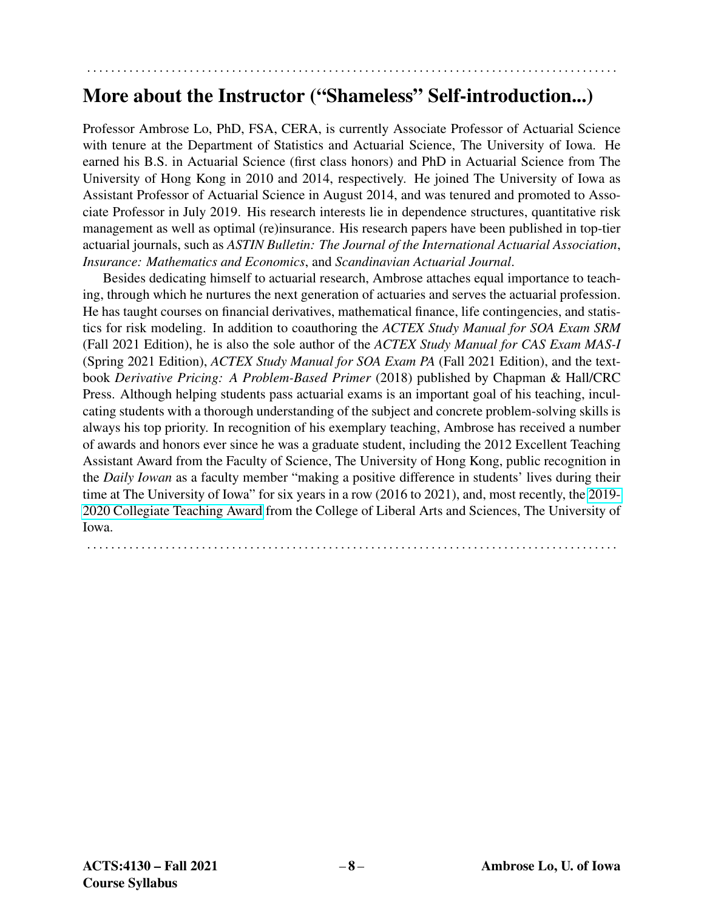## More about the Instructor ("Shameless" Self-introduction...)

Professor Ambrose Lo, PhD, FSA, CERA, is currently Associate Professor of Actuarial Science with tenure at the Department of Statistics and Actuarial Science, The University of Iowa. He earned his B.S. in Actuarial Science (first class honors) and PhD in Actuarial Science from The University of Hong Kong in 2010 and 2014, respectively. He joined The University of Iowa as Assistant Professor of Actuarial Science in August 2014, and was tenured and promoted to Associate Professor in July 2019. His research interests lie in dependence structures, quantitative risk management as well as optimal (re)insurance. His research papers have been published in top-tier actuarial journals, such as *ASTIN Bulletin: The Journal of the International Actuarial Association*, *Insurance: Mathematics and Economics*, and *Scandinavian Actuarial Journal*.

Besides dedicating himself to actuarial research, Ambrose attaches equal importance to teaching, through which he nurtures the next generation of actuaries and serves the actuarial profession. He has taught courses on financial derivatives, mathematical finance, life contingencies, and statistics for risk modeling. In addition to coauthoring the *ACTEX Study Manual for SOA Exam SRM* (Fall 2021 Edition), he is also the sole author of the *ACTEX Study Manual for CAS Exam MAS-I* (Spring 2021 Edition), *ACTEX Study Manual for SOA Exam PA* (Fall 2021 Edition), and the textbook *Derivative Pricing: A Problem-Based Primer* (2018) published by Chapman & Hall/CRC Press. Although helping students pass actuarial exams is an important goal of his teaching, inculcating students with a thorough understanding of the subject and concrete problem-solving skills is always his top priority. In recognition of his exemplary teaching, Ambrose has received a number of awards and honors ever since he was a graduate student, including the 2012 Excellent Teaching Assistant Award from the Faculty of Science, The University of Hong Kong, public recognition in the *Daily Iowan* as a faculty member "making a positive difference in students' lives during their time at The University of Iowa" for six years in a row (2016 to 2021), and, most recently, the 2019-2020 Collegiate Teaching Award from the College of Liberal Arts and Sciences, The University of Iowa.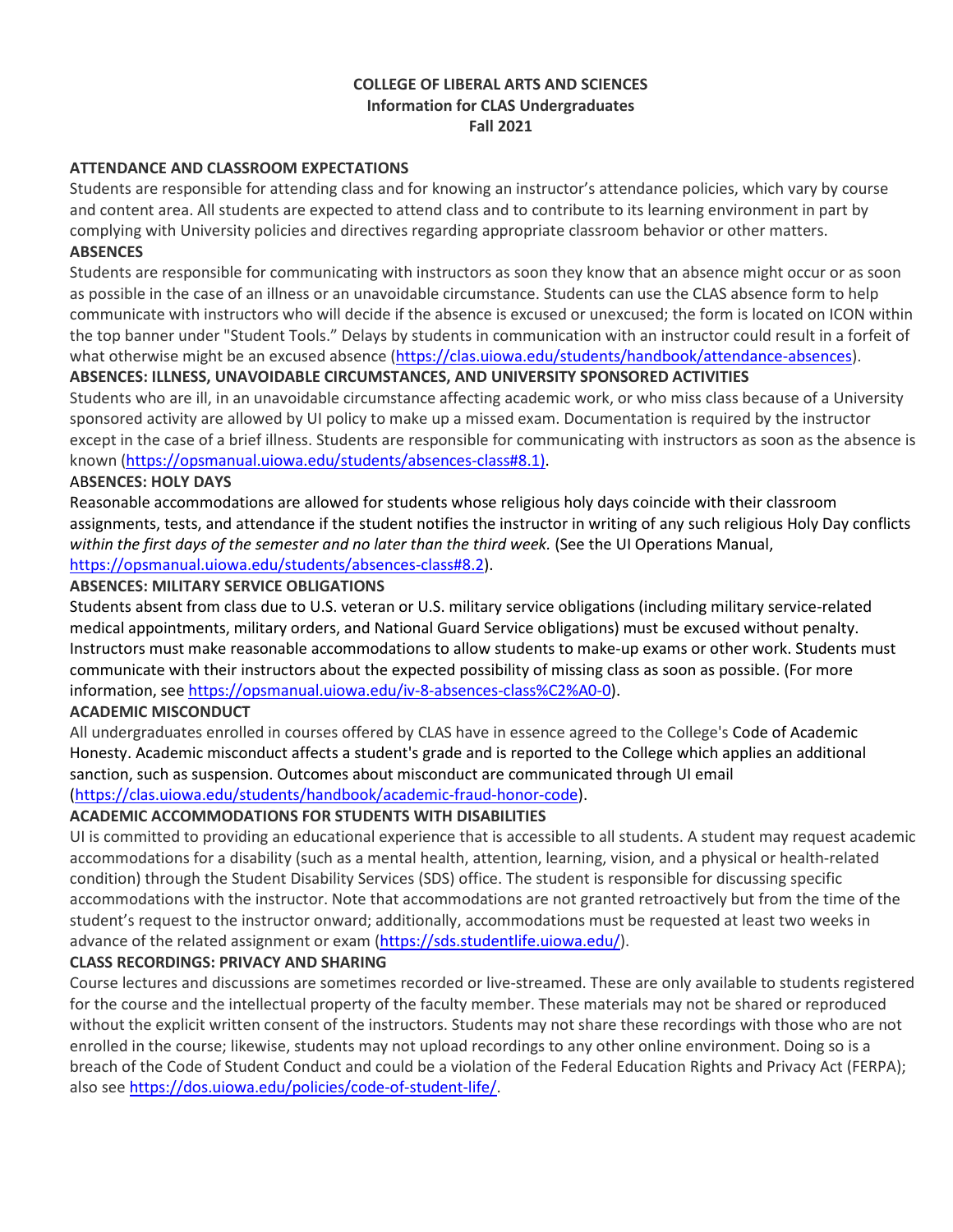**COLLEGE OF LIBERAL ARTS AND SCIENCES**
**Information for CLAS Undergraduates**
**Fall 2021**

**ATTENDANCE AND CLASSROOM EXPECTATIONS**

Students are responsible for attending class and for knowing an instructor's attendance policies, which vary by course and content area. All students are expected to attend class and to contribute to its learning environment in part by complying with University policies and directives regarding appropriate classroom behavior or other matters.

**ABSENCES**

Students are responsible for communicating with instructors as soon they know that an absence might occur or as soon as possible in the case of an illness or an unavoidable circumstance. Students can use the CLAS absence form to help communicate with instructors who will decide if the absence is excused or unexcused; the form is located on ICON within the top banner under "Student Tools." Delays by students in communication with an instructor could result in a forfeit of what otherwise might be an excused absence (https://clas.uiowa.edu/students/handbook/attendance-absences).

**ABSENCES: ILLNESS, UNAVOIDABLE CIRCUMSTANCES, AND UNIVERSITY SPONSORED ACTIVITIES**

Students who are ill, in an unavoidable circumstance affecting academic work, or who miss class because of a University sponsored activity are allowed by UI policy to make up a missed exam. Documentation is required by the instructor except in the case of a brief illness. Students are responsible for communicating with instructors as soon as the absence is known (https://opsmanual.uiowa.edu/students/absences-class#8.1).

**ABSENCES: HOLY DAYS**

Reasonable accommodations are allowed for students whose religious holy days coincide with their classroom assignments, tests, and attendance if the student notifies the instructor in writing of any such religious Holy Day conflicts *within the first days of the semester and no later than the third week.* (See the UI Operations Manual, https://opsmanual.uiowa.edu/students/absences-class#8.2).

**ABSENCES: MILITARY SERVICE OBLIGATIONS**

Students absent from class due to U.S. veteran or U.S. military service obligations (including military service-related medical appointments, military orders, and National Guard Service obligations) must be excused without penalty. Instructors must make reasonable accommodations to allow students to make-up exams or other work. Students must communicate with their instructors about the expected possibility of missing class as soon as possible. (For more information, see https://opsmanual.uiowa.edu/iv-8-absences-class%C2%A0-0).

**ACADEMIC MISCONDUCT**

All undergraduates enrolled in courses offered by CLAS have in essence agreed to the College's Code of Academic Honesty. Academic misconduct affects a student's grade and is reported to the College which applies an additional sanction, such as suspension. Outcomes about misconduct are communicated through UI email (https://clas.uiowa.edu/students/handbook/academic-fraud-honor-code).

**ACADEMIC ACCOMMODATIONS FOR STUDENTS WITH DISABILITIES**

UI is committed to providing an educational experience that is accessible to all students. A student may request academic accommodations for a disability (such as a mental health, attention, learning, vision, and a physical or health-related condition) through the Student Disability Services (SDS) office. The student is responsible for discussing specific accommodations with the instructor. Note that accommodations are not granted retroactively but from the time of the student's request to the instructor onward; additionally, accommodations must be requested at least two weeks in advance of the related assignment or exam (https://sds.studentlife.uiowa.edu/).

**CLASS RECORDINGS: PRIVACY AND SHARING**

Course lectures and discussions are sometimes recorded or live-streamed. These are only available to students registered for the course and the intellectual property of the faculty member. These materials may not be shared or reproduced without the explicit written consent of the instructors. Students may not share these recordings with those who are not enrolled in the course; likewise, students may not upload recordings to any other online environment. Doing so is a breach of the Code of Student Conduct and could be a violation of the Federal Education Rights and Privacy Act (FERPA); also see https://dos.uiowa.edu/policies/code-of-student-life/.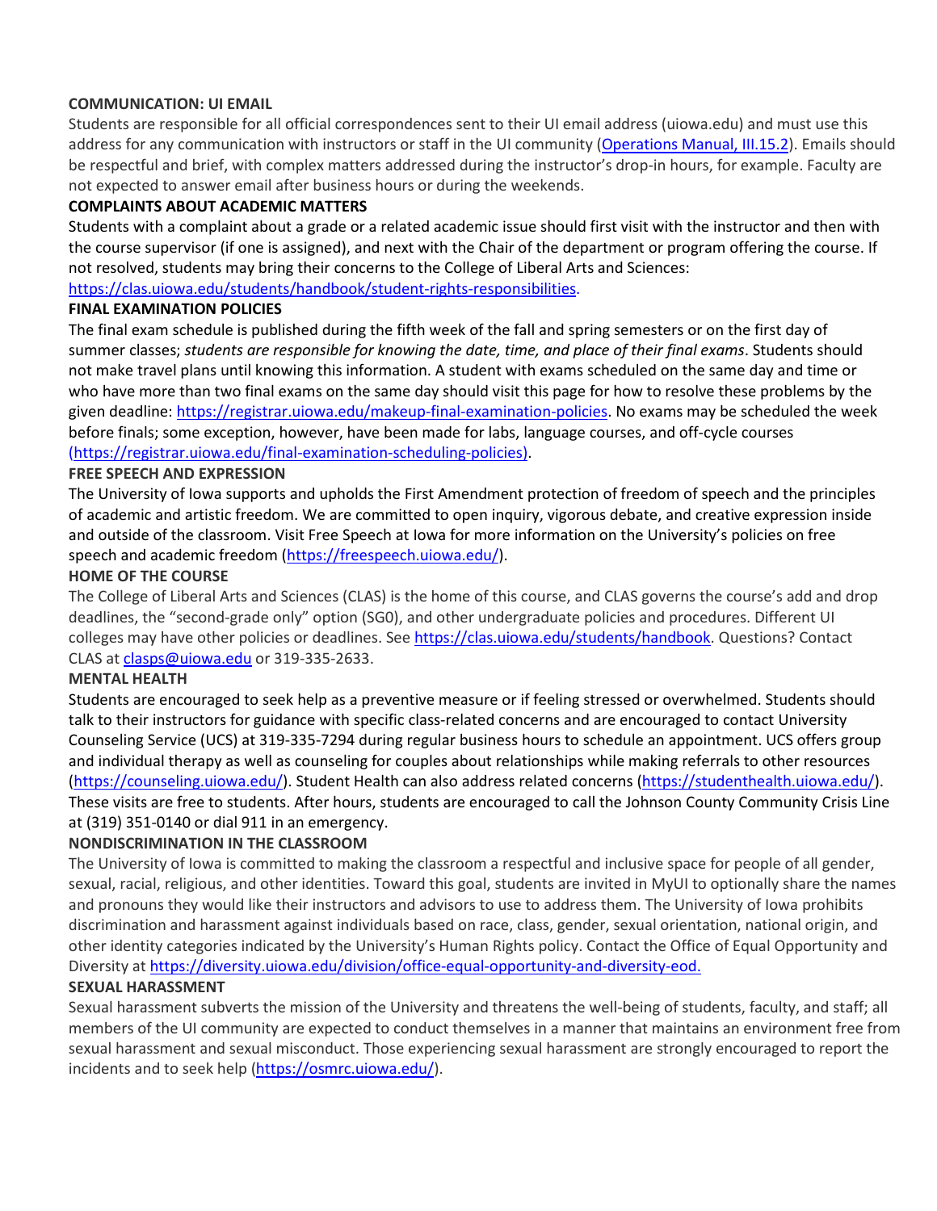**COMMUNICATION: UI EMAIL**

Students are responsible for all official correspondences sent to their UI email address (uiowa.edu) and must use this address for any communication with instructors or staff in the UI community (Operations Manual, III.15.2). Emails should be respectful and brief, with complex matters addressed during the instructor's drop-in hours, for example. Faculty are not expected to answer email after business hours or during the weekends.

**COMPLAINTS ABOUT ACADEMIC MATTERS**

Students with a complaint about a grade or a related academic issue should first visit with the instructor and then with the course supervisor (if one is assigned), and next with the Chair of the department or program offering the course. If not resolved, students may bring their concerns to the College of Liberal Arts and Sciences: https://clas.uiowa.edu/students/handbook/student-rights-responsibilities.

**FINAL EXAMINATION POLICIES**

The final exam schedule is published during the fifth week of the fall and spring semesters or on the first day of summer classes; *students are responsible for knowing the date, time, and place of their final exams*. Students should not make travel plans until knowing this information. A student with exams scheduled on the same day and time or who have more than two final exams on the same day should visit this page for how to resolve these problems by the given deadline: https://registrar.uiowa.edu/makeup-final-examination-policies. No exams may be scheduled the week before finals; some exception, however, have been made for labs, language courses, and off-cycle courses (https://registrar.uiowa.edu/final-examination-scheduling-policies).

**FREE SPEECH AND EXPRESSION**

The University of Iowa supports and upholds the First Amendment protection of freedom of speech and the principles of academic and artistic freedom. We are committed to open inquiry, vigorous debate, and creative expression inside and outside of the classroom. Visit Free Speech at Iowa for more information on the University's policies on free speech and academic freedom (https://freespeech.uiowa.edu/).

**HOME OF THE COURSE**

The College of Liberal Arts and Sciences (CLAS) is the home of this course, and CLAS governs the course's add and drop deadlines, the "second-grade only" option (SG0), and other undergraduate policies and procedures. Different UI colleges may have other policies or deadlines. See https://clas.uiowa.edu/students/handbook. Questions? Contact CLAS at clasps@uiowa.edu or 319-335-2633.

**MENTAL HEALTH**

Students are encouraged to seek help as a preventive measure or if feeling stressed or overwhelmed. Students should talk to their instructors for guidance with specific class-related concerns and are encouraged to contact University Counseling Service (UCS) at 319-335-7294 during regular business hours to schedule an appointment. UCS offers group and individual therapy as well as counseling for couples about relationships while making referrals to other resources (https://counseling.uiowa.edu/). Student Health can also address related concerns (https://studenthealth.uiowa.edu/). These visits are free to students. After hours, students are encouraged to call the Johnson County Community Crisis Line at (319) 351-0140 or dial 911 in an emergency.

**NONDISCRIMINATION IN THE CLASSROOM**

The University of Iowa is committed to making the classroom a respectful and inclusive space for people of all gender, sexual, racial, religious, and other identities. Toward this goal, students are invited in MyUI to optionally share the names and pronouns they would like their instructors and advisors to use to address them. The University of Iowa prohibits discrimination and harassment against individuals based on race, class, gender, sexual orientation, national origin, and other identity categories indicated by the University's Human Rights policy. Contact the Office of Equal Opportunity and Diversity at https://diversity.uiowa.edu/division/office-equal-opportunity-and-diversity-eod.

**SEXUAL HARASSMENT**

Sexual harassment subverts the mission of the University and threatens the well-being of students, faculty, and staff; all members of the UI community are expected to conduct themselves in a manner that maintains an environment free from sexual harassment and sexual misconduct. Those experiencing sexual harassment are strongly encouraged to report the incidents and to seek help (https://osmrc.uiowa.edu/).